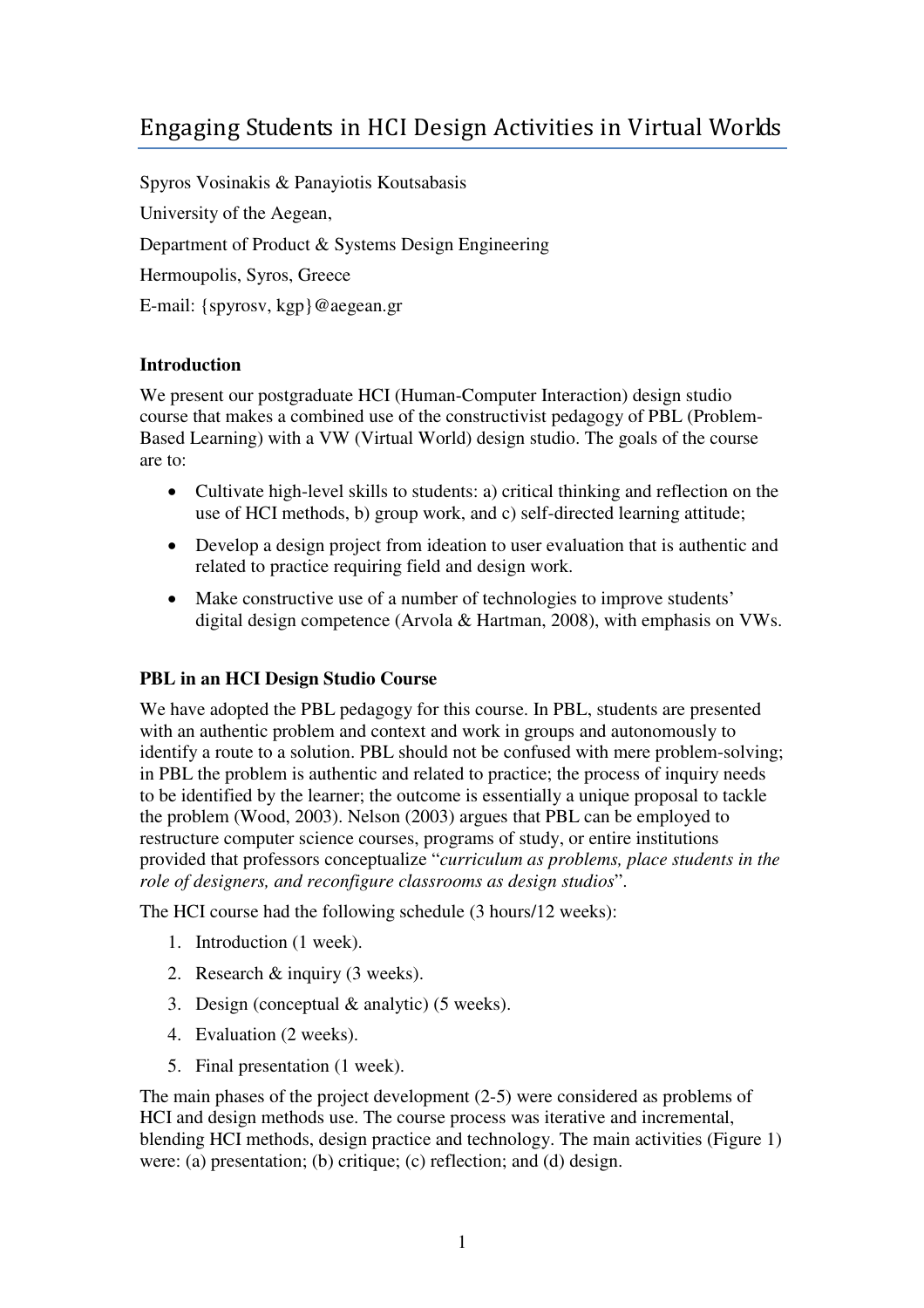# Engaging Students in HCI Design Activities in Virtual Worlds

Spyros Vosinakis & Panayiotis Koutsabasis

University of the Aegean,

Department of Product & Systems Design Engineering

Hermoupolis, Syros, Greece

E-mail: {spyrosv, kgp}@aegean.gr

## Introduction

We present our postgraduate HCI (Human-Computer Interaction) design studio course that makes a combined use of the constructivist pedagogy of PBL (Problem-Based Learning) with a VW (Virtual World) design studio. The goals of the course are to:

- Cultivate high-level skills to students: a) critical thinking and reflection on the use of HCI methods, b) group work, and c) self-directed learning attitude;
- Develop a design project from ideation to user evaluation that is authentic and related to practice requiring field and design work.
- Make constructive use of a number of technologies to improve students' digital design competence (Arvola & Hartman, 2008), with emphasis on VWs.

## PBL in an HCI Design Studio Course

We have adopted the PBL pedagogy for this course. In PBL, students are presented with an authentic problem and context and work in groups and autonomously to identify a route to a solution. PBL should not be confused with mere problem-solving; in PBL the problem is authentic and related to practice; the process of inquiry needs to be identified by the learner; the outcome is essentially a unique proposal to tackle the problem (Wood, 2003). Nelson (2003) argues that PBL can be employed to restructure computer science courses, programs of study, or entire institutions provided that professors conceptualize "*curriculum as problems, place students in the role of designers, and reconfigure classrooms as design studios*".

The HCI course had the following schedule (3 hours/12 weeks):

1. Introduction (1 week).
2. Research & inquiry (3 weeks).
3. Design (conceptual & analytic) (5 weeks).
4. Evaluation (2 weeks).
5. Final presentation (1 week).

The main phases of the project development (2-5) were considered as problems of HCI and design methods use. The course process was iterative and incremental, blending HCI methods, design practice and technology. The main activities (Figure 1) were: (a) presentation; (b) critique; (c) reflection; and (d) design.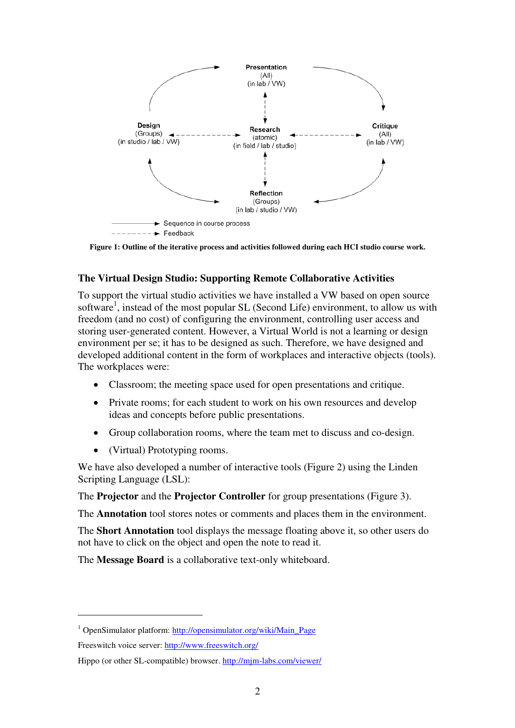Presentation
(All)
(in lab / VW)

Design
(Groups)
(in studio / lab / VW)

Research
(atomic)
(in field / lab / studio)

Critique
(All)
(in lab / VW)

Reflection
(Groups)
(in lab / studio / VW)

Sequence in course process

Feedback

**Figure 1: Outline of the iterative process and activities followed during each HCI studio course work.**

## The Virtual Design Studio: Supporting Remote Collaborative Activities

To support the virtual studio activities we have installed a VW based on open source software[1], instead of the most popular SL (Second Life) environment, to allow us with freedom (and no cost) of configuring the environment, controlling user access and storing user-generated content. However, a Virtual World is not a learning or design environment per se; it has to be designed as such. Therefore, we have designed and developed additional content in the form of workplaces and interactive objects (tools). The workplaces were:

- Classroom; the meeting space used for open presentations and critique.
- Private rooms; for each student to work on his own resources and develop ideas and concepts before public presentations.
- Group collaboration rooms, where the team met to discuss and co-design.
- (Virtual) Prototyping rooms.

We have also developed a number of interactive tools (Figure 2) using the Linden Scripting Language (LSL):

The **Projector** and the **Projector Controller** for group presentations (Figure 3).

The **Annotation** tool stores notes or comments and places them in the environment.

The **Short Annotation** tool displays the message floating above it, so other users do not have to click on the object and open the note to read it.

The **Message Board** is a collaborative text-only whiteboard.

---

[1] OpenSimulator platform: http://opensimulator.org/wiki/Main_Page

Freeswitch voice server: http://www.freeswitch.org/

Hippo (or other SL-compatible) browser. http://mjm-labs.com/viewer/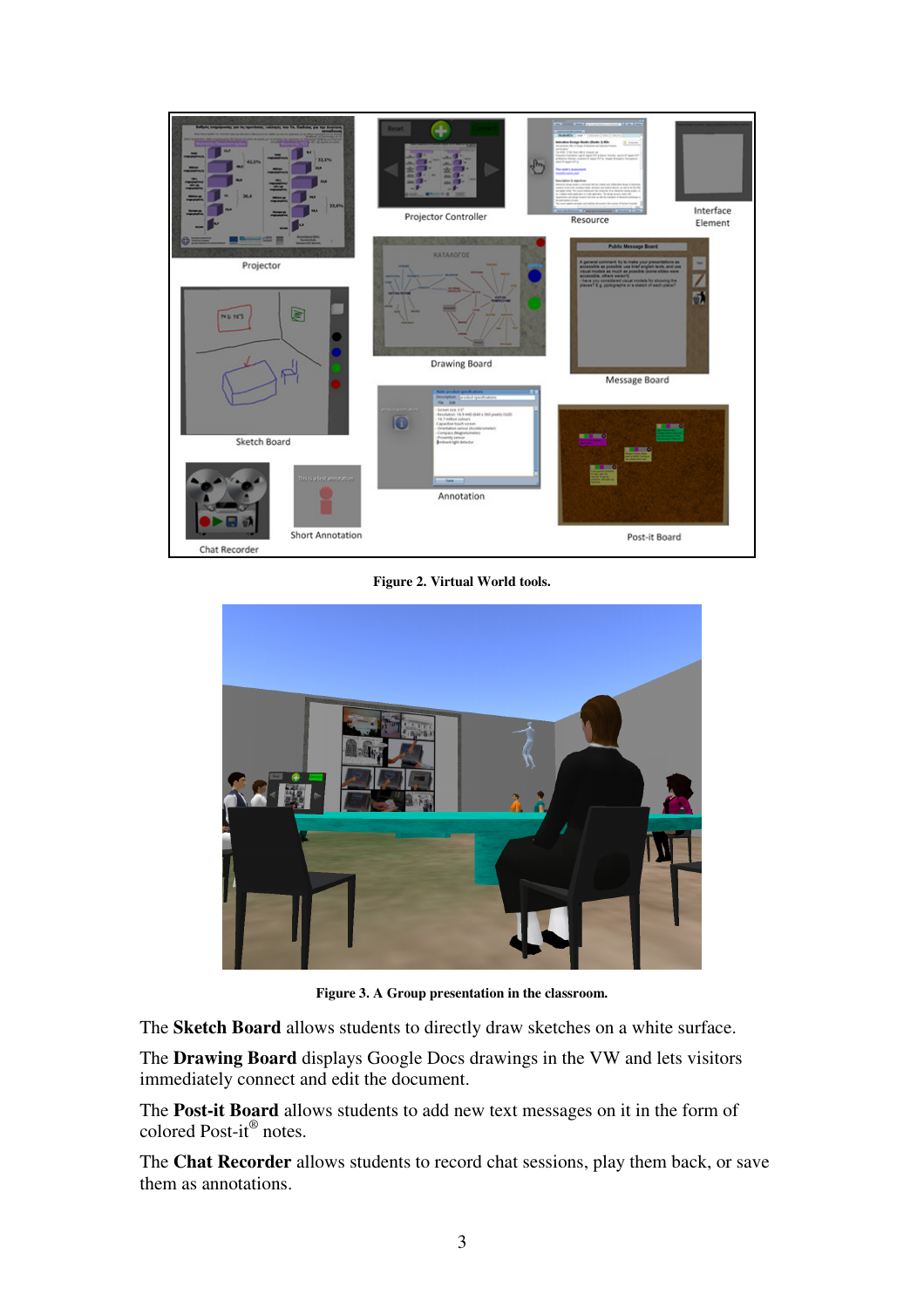Figure 2. Virtual World tools.

Figure 3. A Group presentation in the classroom.

The **Sketch Board** allows students to directly draw sketches on a white surface.

The **Drawing Board** displays Google Docs drawings in the VW and lets visitors immediately connect and edit the document.

The **Post-it Board** allows students to add new text messages on it in the form of colored Post-it® notes.

The **Chat Recorder** allows students to record chat sessions, play them back, or save them as annotations.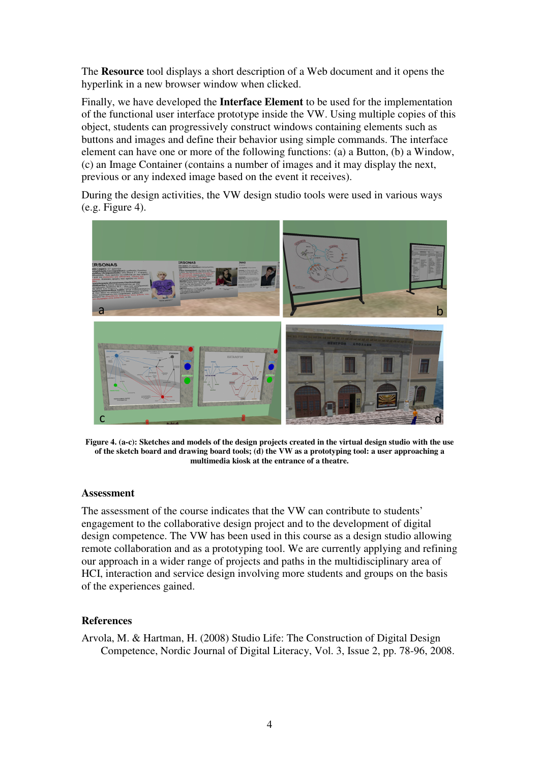The **Resource** tool displays a short description of a Web document and it opens the hyperlink in a new browser window when clicked.

Finally, we have developed the **Interface Element** to be used for the implementation of the functional user interface prototype inside the VW. Using multiple copies of this object, students can progressively construct windows containing elements such as buttons and images and define their behavior using simple commands. The interface element can have one or more of the following functions: (a) a Button, (b) a Window, (c) an Image Container (contains a number of images and it may display the next, previous or any indexed image based on the event it receives).

During the design activities, the VW design studio tools were used in various ways (e.g. Figure 4).

**Figure 4. (a-c): Sketches and models of the design projects created in the virtual design studio with the use of the sketch board and drawing board tools; (d) the VW as a prototyping tool: a user approaching a multimedia kiosk at the entrance of a theatre.**

### Assessment

The assessment of the course indicates that the VW can contribute to students' engagement to the collaborative design project and to the development of digital design competence. The VW has been used in this course as a design studio allowing remote collaboration and as a prototyping tool. We are currently applying and refining our approach in a wider range of projects and paths in the multidisciplinary area of HCI, interaction and service design involving more students and groups on the basis of the experiences gained.

### References

Arvola, M. & Hartman, H. (2008) Studio Life: The Construction of Digital Design Competence, Nordic Journal of Digital Literacy, Vol. 3, Issue 2, pp. 78-96, 2008.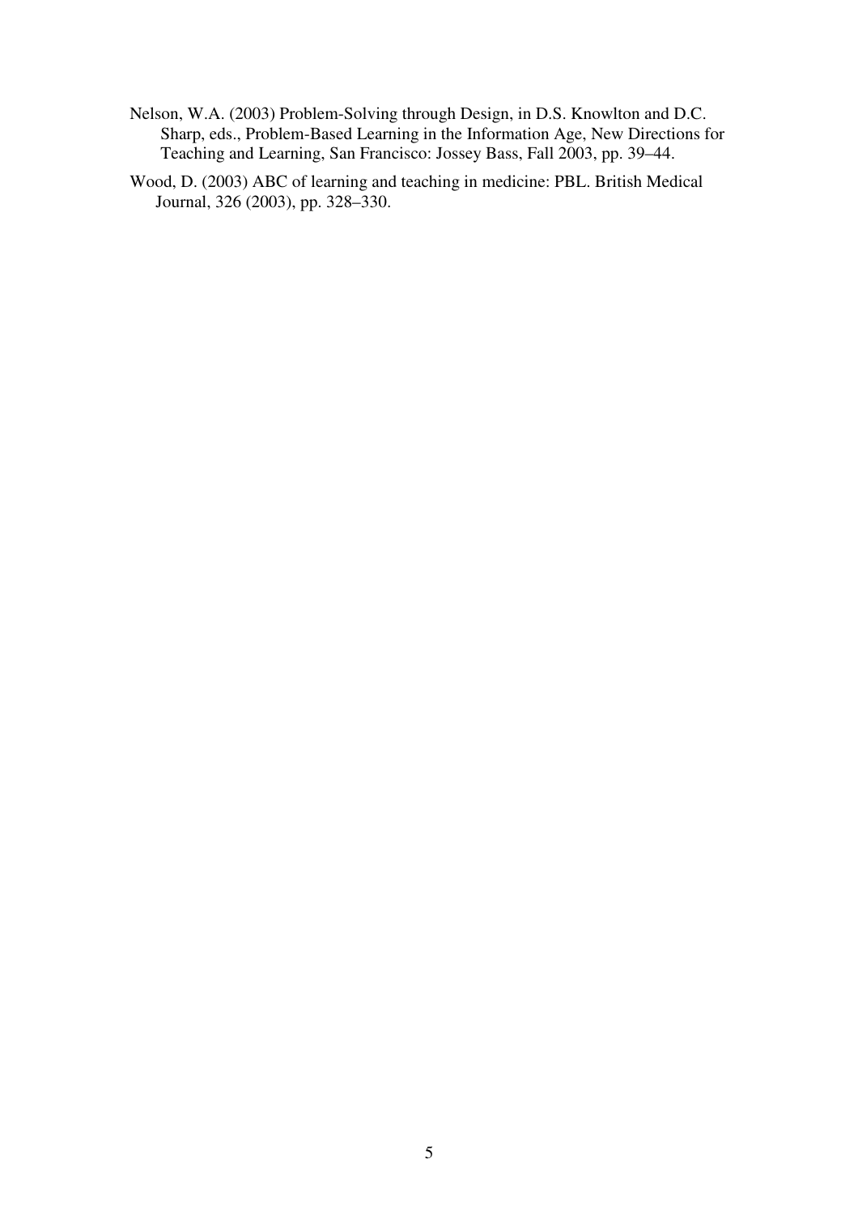Nelson, W.A. (2003) Problem-Solving through Design, in D.S. Knowlton and D.C. Sharp, eds., Problem-Based Learning in the Information Age, New Directions for Teaching and Learning, San Francisco: Jossey Bass, Fall 2003, pp. 39–44.

Wood, D. (2003) ABC of learning and teaching in medicine: PBL. British Medical Journal, 326 (2003), pp. 328–330.